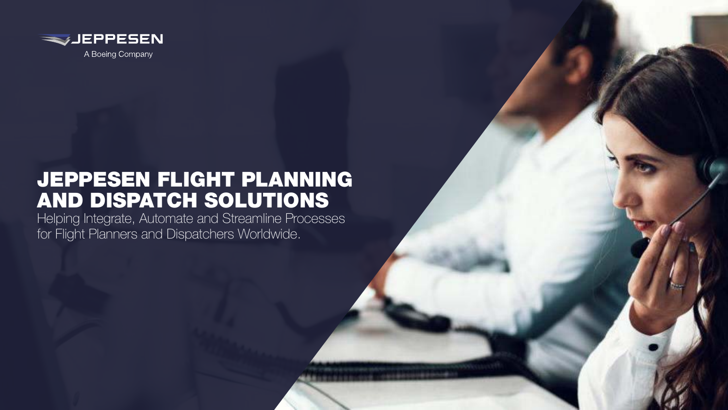JEPPESEN

A Boeing Company

# JEPPESEN FLIGHT PLANNING AND DISPATCH SOLUTIONS

Helping Integrate, Automate and Streamline Processes for Flight Planners and Dispatchers Worldwide.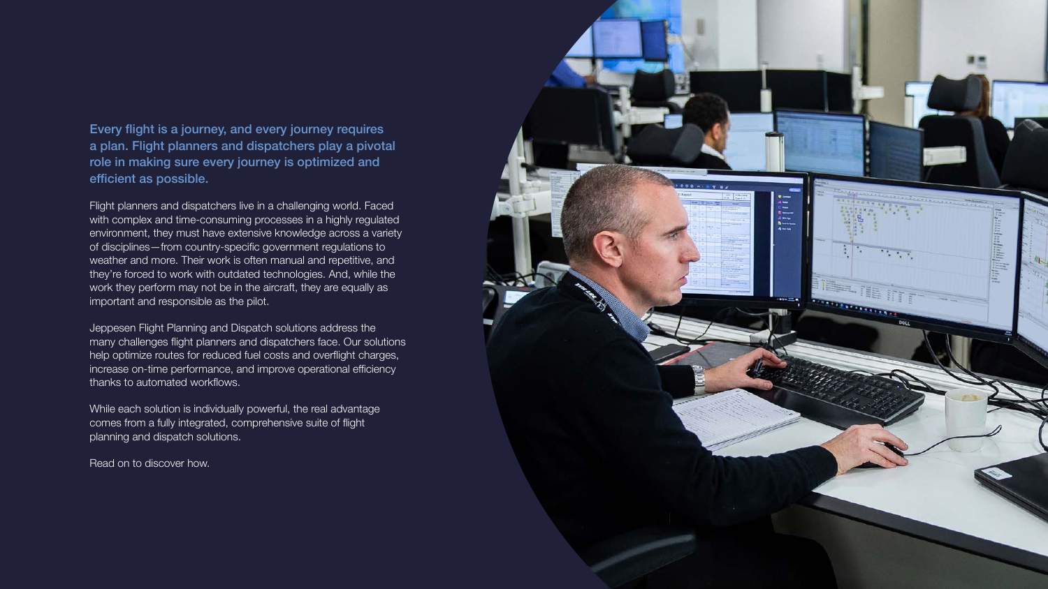**Every flight is a journey, and every journey requires a plan. Flight planners and dispatchers play a pivotal role in making sure every journey is optimized and efficient as possible.**

Flight planners and dispatchers live in a challenging world. Faced with complex and time-consuming processes in a highly regulated environment, they must have extensive knowledge across a variety of disciplines—from country-specific government regulations to weather and more. Their work is often manual and repetitive, and they're forced to work with outdated technologies. And, while the work they perform may not be in the aircraft, they are equally as important and responsible as the pilot.

Jeppesen Flight Planning and Dispatch solutions address the many challenges flight planners and dispatchers face. Our solutions help optimize routes for reduced fuel costs and overflight charges, increase on-time performance, and improve operational efficiency thanks to automated workflows.

While each solution is individually powerful, the real advantage comes from a fully integrated, comprehensive suite of flight planning and dispatch solutions.

Read on to discover how.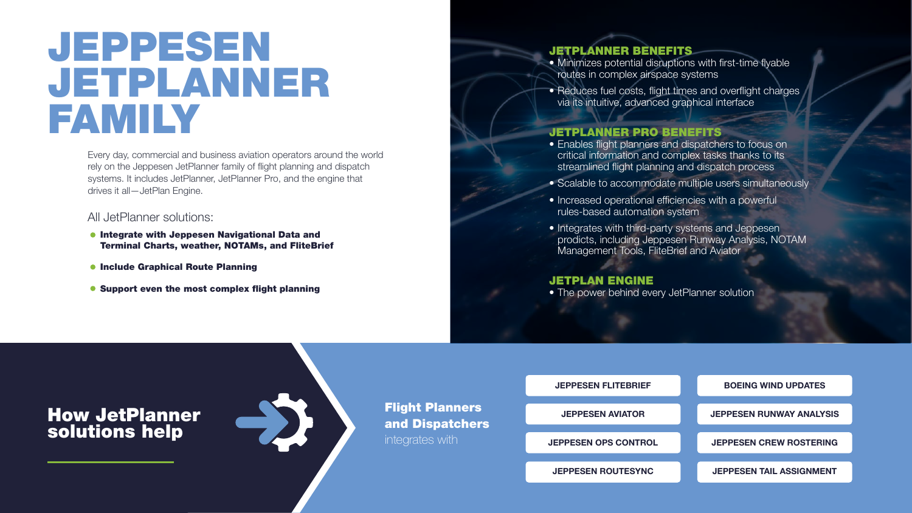# JEPPESEN JETPLANNER FAMILY

Every day, commercial and business aviation operators around the world rely on the Jeppesen JetPlanner family of flight planning and dispatch systems. It includes JetPlanner, JetPlanner Pro, and the engine that drives it all—JetPlan Engine.

All JetPlanner solutions:

- **Integrate with Jeppesen Navigational Data and Terminal Charts, weather, NOTAMs, and FliteBrief**
- **Include Graphical Route Planning**
- **Support even the most complex flight planning**

## JETPLANNER BENEFITS

- Minimizes potential disruptions with first-time flyable routes in complex airspace systems
- Reduces fuel costs, flight times and overflight charges via its intuitive, advanced graphical interface

## JETPLANNER PRO BENEFITS

- Enables flight planners and dispatchers to focus on critical information and complex tasks thanks to its streamlined flight planning and dispatch process
- Scalable to accommodate multiple users simultaneously
- Increased operational efficiencies with a powerful rules-based automation system
- Integrates with third-party systems and Jeppesen prodicts, including Jeppesen Runway Analysis, NOTAM Management Tools, FliteBrief and Aviator

## JETPLAN ENGINE

- The power behind every JetPlanner solution

## How JetPlanner solutions help

**Flight Planners and Dispatchers** integrates with

- JEPPESEN FLITEBRIEF
- JEPPESEN AVIATOR
- JEPPESEN OPS CONTROL
- JEPPESEN ROUTESYNC
- BOEING WIND UPDATES
- JEPPESEN RUNWAY ANALYSIS
- JEPPESEN CREW ROSTERING
- JEPPESEN TAIL ASSIGNMENT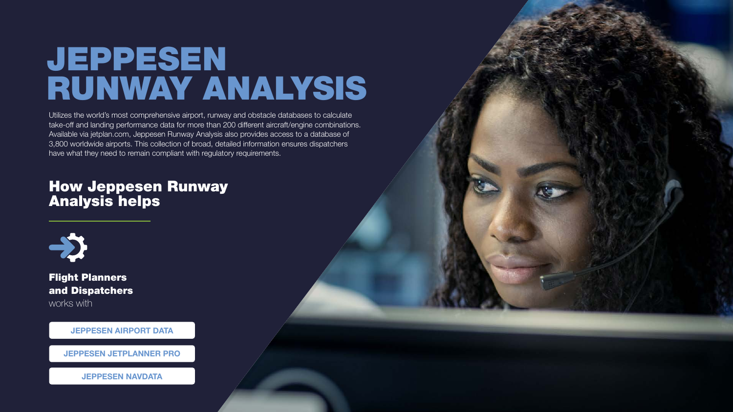# JEPPESEN RUNWAY ANALYSIS

Utilizes the world's most comprehensive airport, runway and obstacle databases to calculate take-off and landing performance data for more than 200 different aircraft/engine combinations. Available via jetplan.com, Jeppesen Runway Analysis also provides access to a database of 3,800 worldwide airports. This collection of broad, detailed information ensures dispatchers have what they need to remain compliant with regulatory requirements.

## How Jeppesen Runway Analysis helps

**Flight Planners and Dispatchers**

works with

- JEPPESEN AIRPORT DATA
- JEPPESEN JETPLANNER PRO
- JEPPESEN NAVDATA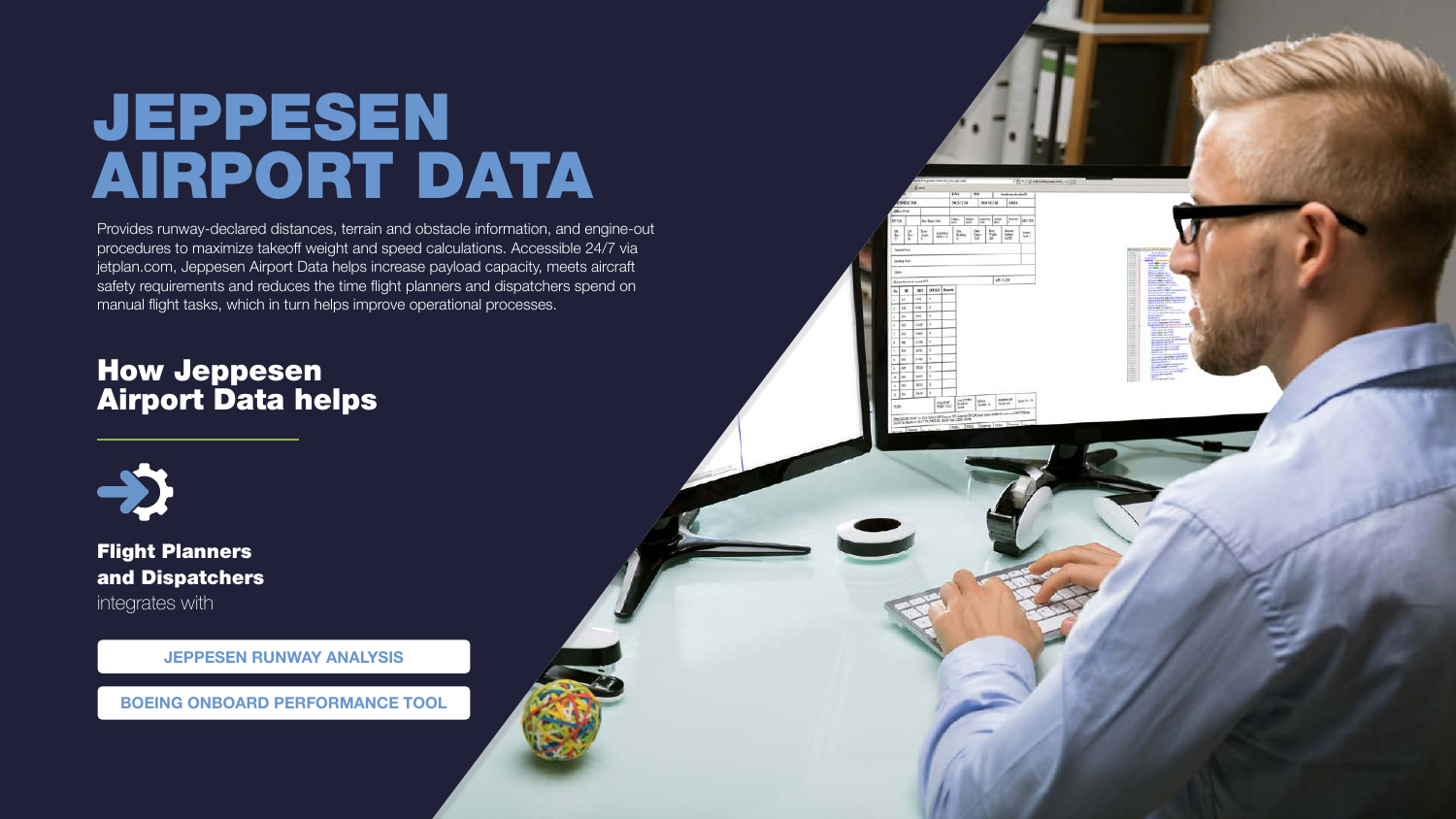# JEPPESEN AIRPORT DATA

Provides runway-declared distances, terrain and obstacle information, and engine-out procedures to maximize takeoff weight and speed calculations. Accessible 24/7 via jetplan.com, Jeppesen Airport Data helps increase payload capacity, meets aircraft safety requirements and reduces the time flight planners and dispatchers spend on manual flight tasks, which in turn helps improve operational processes.

## How Jeppesen Airport Data helps

**Flight Planners and Dispatchers**

integrates with

- JEPPESEN RUNWAY ANALYSIS
- BOEING ONBOARD PERFORMANCE TOOL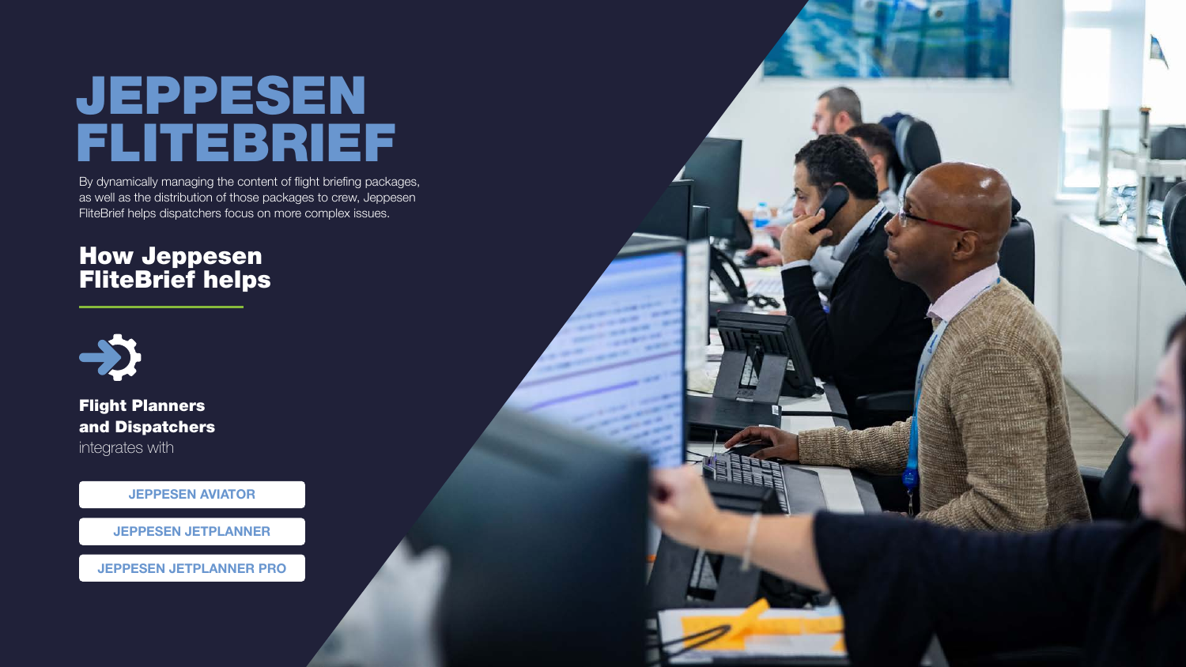# JEPPESEN FLITEBRIEF

By dynamically managing the content of flight briefing packages, as well as the distribution of those packages to crew, Jeppesen FliteBrief helps dispatchers focus on more complex issues.

## How Jeppesen FliteBrief helps

**Flight Planners and Dispatchers**
integrates with

- JEPPESEN AVIATOR
- JEPPESEN JETPLANNER
- JEPPESEN JETPLANNER PRO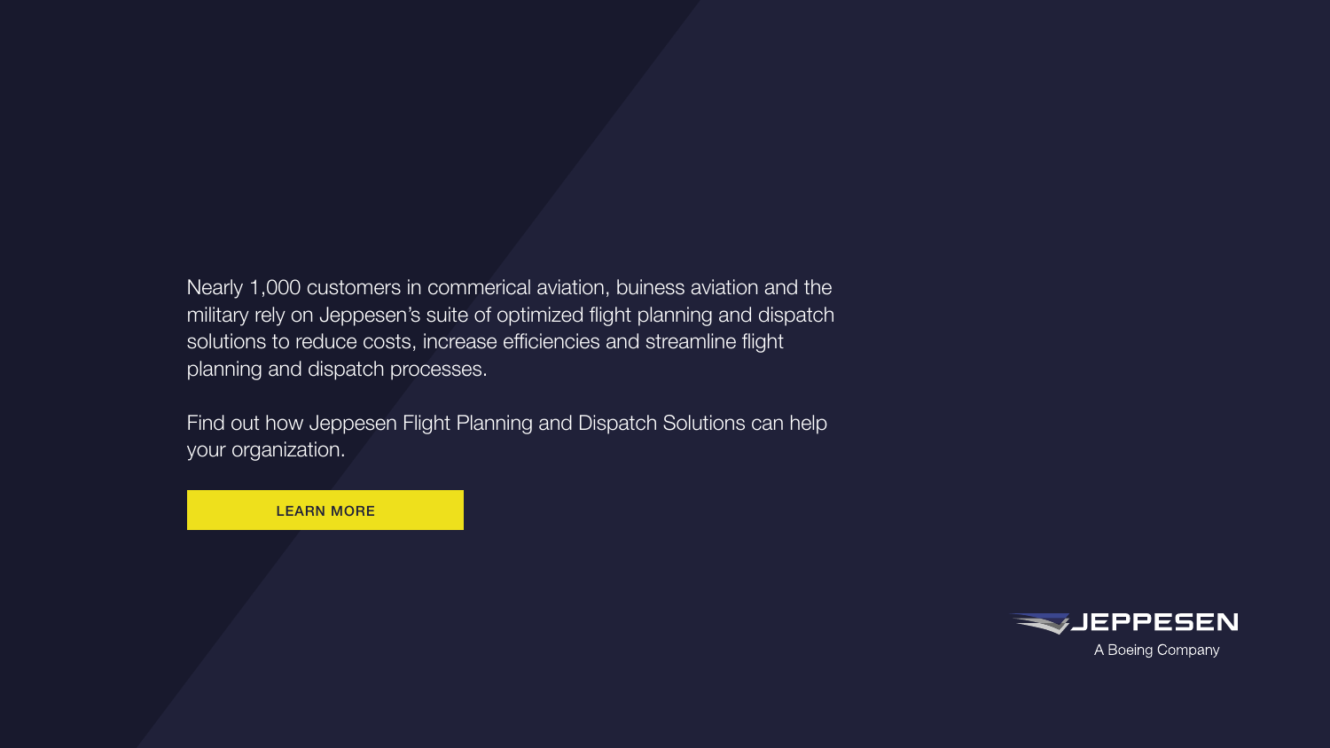Nearly 1,000 customers in commerical aviation, buiness aviation and the military rely on Jeppesen's suite of optimized flight planning and dispatch solutions to reduce costs, increase efficiencies and streamline flight planning and dispatch processes.

Find out how Jeppesen Flight Planning and Dispatch Solutions can help your organization.

LEARN MORE

JEPPESEN
A Boeing Company